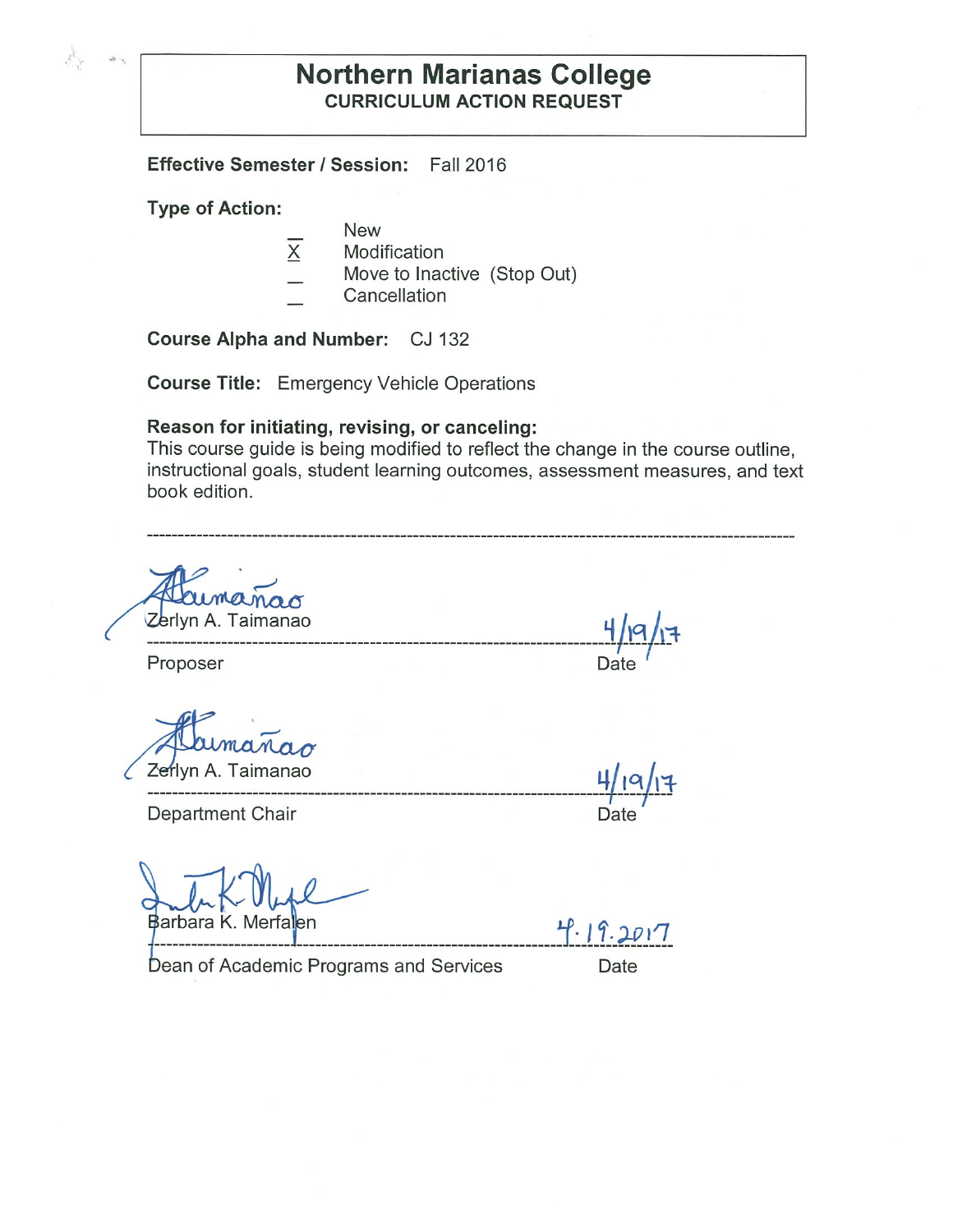# Northern Marianas College

## CURRICULUM ACTION REQUEST

**Effective Semester / Session:** Fall 2016

**Type of Action:**

- _ New
- X Modification
- _ Move to Inactive (Stop Out)
- _ Cancellation

**Course Alpha and Number:** CJ 132

**Course Title:** Emergency Vehicle Operations

**Reason for initiating, revising, or canceling:**
This course guide is being modified to reflect the change in the course outline, instructional goals, student learning outcomes, assessment measures, and text book edition.

---

Zerlyn A. Taimanao — 4/19/17

Proposer — Date

Zerlyn A. Taimanao — 4/19/17

Department Chair — Date

Barbara K. Merfalen — 4.19.2017

Dean of Academic Programs and Services — Date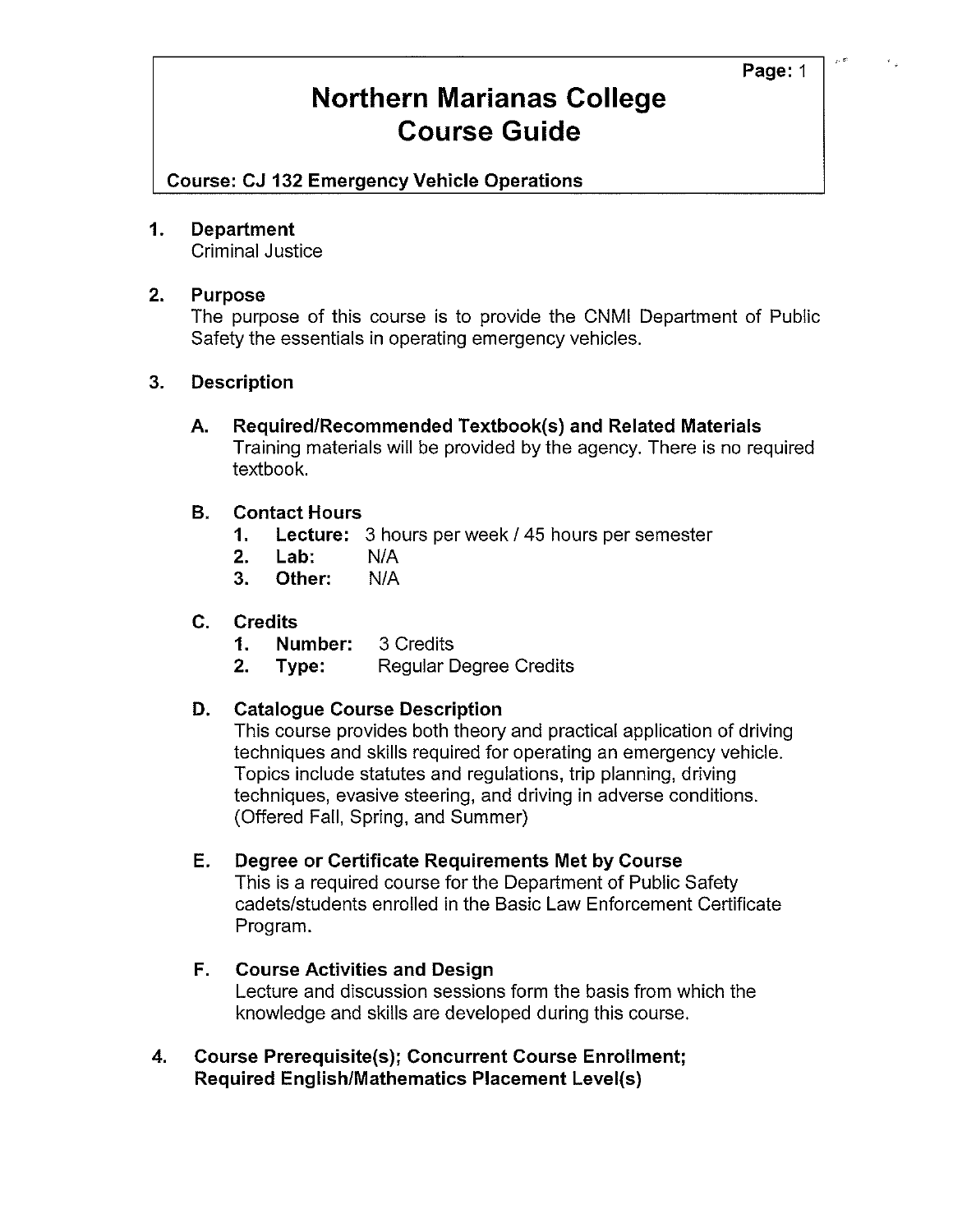# Northern Marianas College Course Guide

**Course: CJ 132 Emergency Vehicle Operations**

**1. Department**

Criminal Justice

**2. Purpose**

The purpose of this course is to provide the CNMI Department of Public Safety the essentials in operating emergency vehicles.

**3. Description**

**A. Required/Recommended Textbook(s) and Related Materials**

Training materials will be provided by the agency. There is no required textbook.

**B. Contact Hours**

1. **Lecture:** 3 hours per week / 45 hours per semester
2. **Lab:** N/A
3. **Other:** N/A

**C. Credits**

1. **Number:** 3 Credits
2. **Type:** Regular Degree Credits

**D. Catalogue Course Description**

This course provides both theory and practical application of driving techniques and skills required for operating an emergency vehicle. Topics include statutes and regulations, trip planning, driving techniques, evasive steering, and driving in adverse conditions. (Offered Fall, Spring, and Summer)

**E. Degree or Certificate Requirements Met by Course**

This is a required course for the Department of Public Safety cadets/students enrolled in the Basic Law Enforcement Certificate Program.

**F. Course Activities and Design**

Lecture and discussion sessions form the basis from which the knowledge and skills are developed during this course.

**4. Course Prerequisite(s); Concurrent Course Enrollment; Required English/Mathematics Placement Level(s)**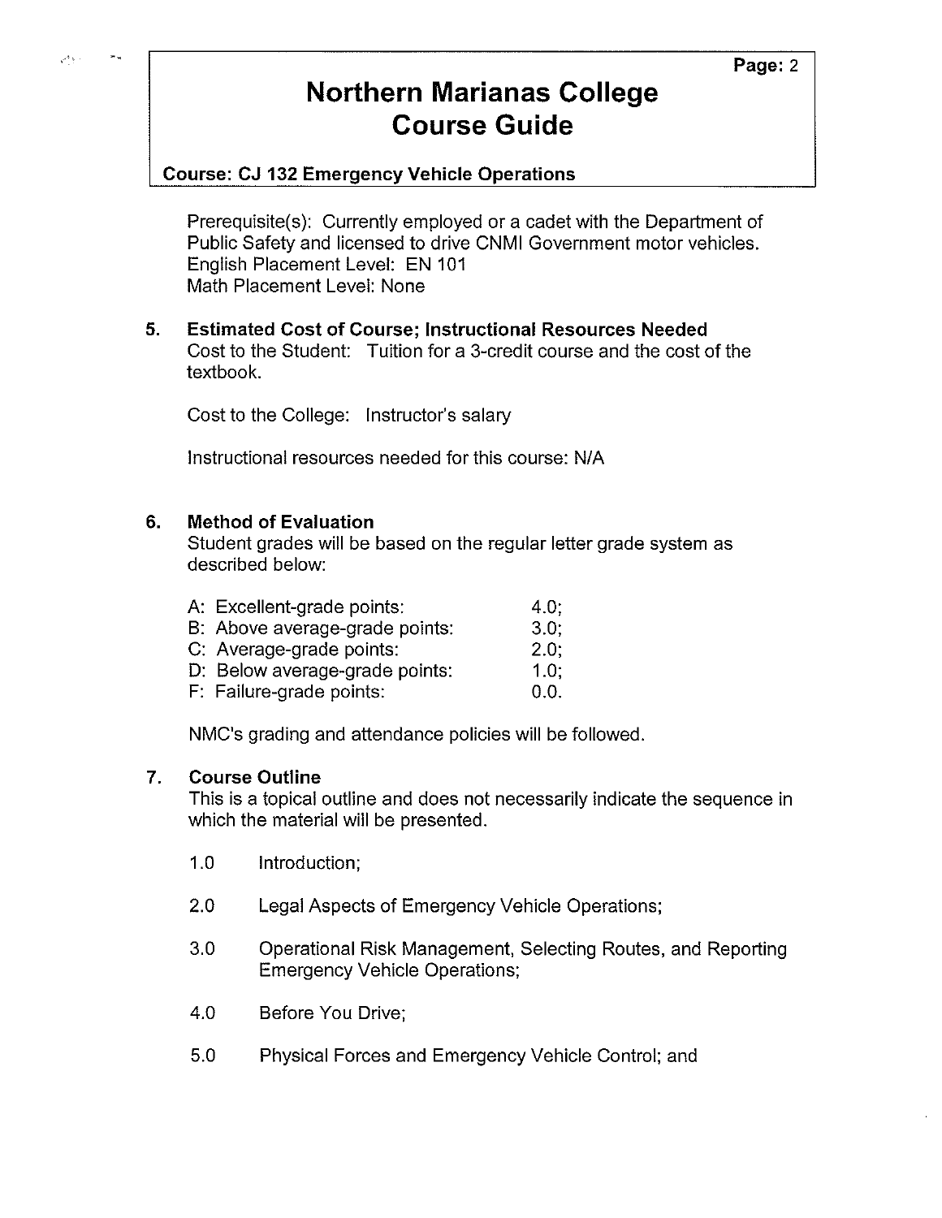Prerequisite(s): Currently employed or a cadet with the Department of Public Safety and licensed to drive CNMI Government motor vehicles.
English Placement Level: EN 101
Math Placement Level: None

## 5. Estimated Cost of Course; Instructional Resources Needed

Cost to the Student: Tuition for a 3-credit course and the cost of the textbook.

Cost to the College: Instructor's salary

Instructional resources needed for this course: N/A

## 6. Method of Evaluation

Student grades will be based on the regular letter grade system as described below:

| | |
|---|---|
| A: Excellent-grade points: | 4.0; |
| B: Above average-grade points: | 3.0; |
| C: Average-grade points: | 2.0; |
| D: Below average-grade points: | 1.0; |
| F: Failure-grade points: | 0.0. |

NMC's grading and attendance policies will be followed.

## 7. Course Outline

This is a topical outline and does not necessarily indicate the sequence in which the material will be presented.

1.0 Introduction;

2.0 Legal Aspects of Emergency Vehicle Operations;

3.0 Operational Risk Management, Selecting Routes, and Reporting Emergency Vehicle Operations;

4.0 Before You Drive;

5.0 Physical Forces and Emergency Vehicle Control; and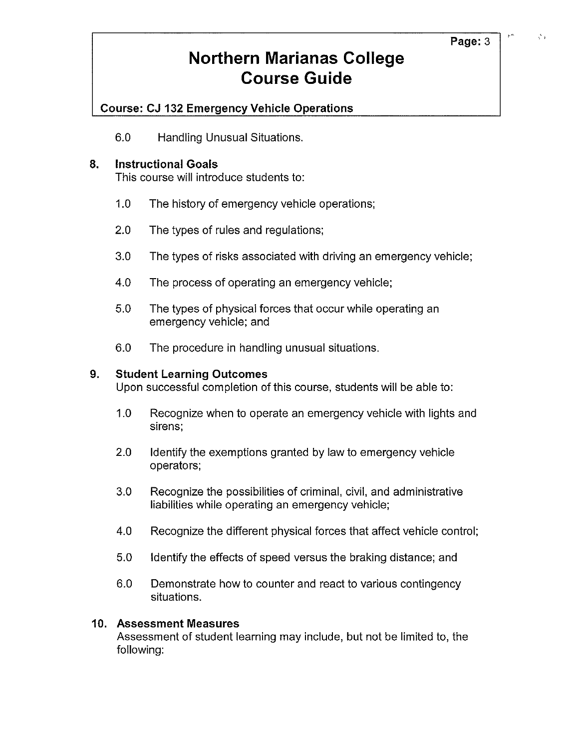6.0 Handling Unusual Situations.

## 8. Instructional Goals

This course will introduce students to:

1.0 The history of emergency vehicle operations;

2.0 The types of rules and regulations;

3.0 The types of risks associated with driving an emergency vehicle;

4.0 The process of operating an emergency vehicle;

5.0 The types of physical forces that occur while operating an emergency vehicle; and

6.0 The procedure in handling unusual situations.

## 9. Student Learning Outcomes

Upon successful completion of this course, students will be able to:

1.0 Recognize when to operate an emergency vehicle with lights and sirens;

2.0 Identify the exemptions granted by law to emergency vehicle operators;

3.0 Recognize the possibilities of criminal, civil, and administrative liabilities while operating an emergency vehicle;

4.0 Recognize the different physical forces that affect vehicle control;

5.0 Identify the effects of speed versus the braking distance; and

6.0 Demonstrate how to counter and react to various contingency situations.

## 10. Assessment Measures

Assessment of student learning may include, but not be limited to, the following: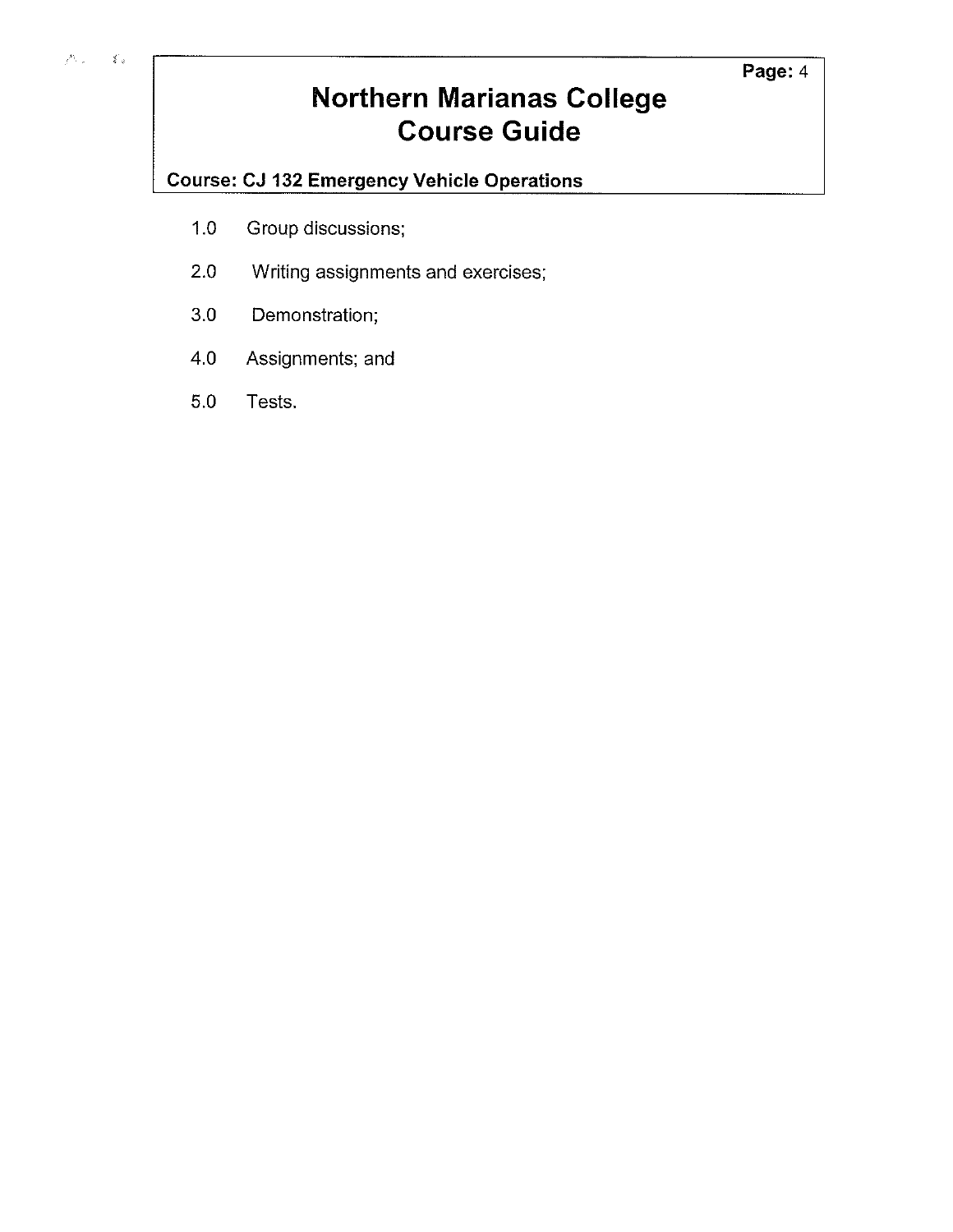1.0 Group discussions;

2.0 Writing assignments and exercises;

3.0 Demonstration;

4.0 Assignments; and

5.0 Tests.